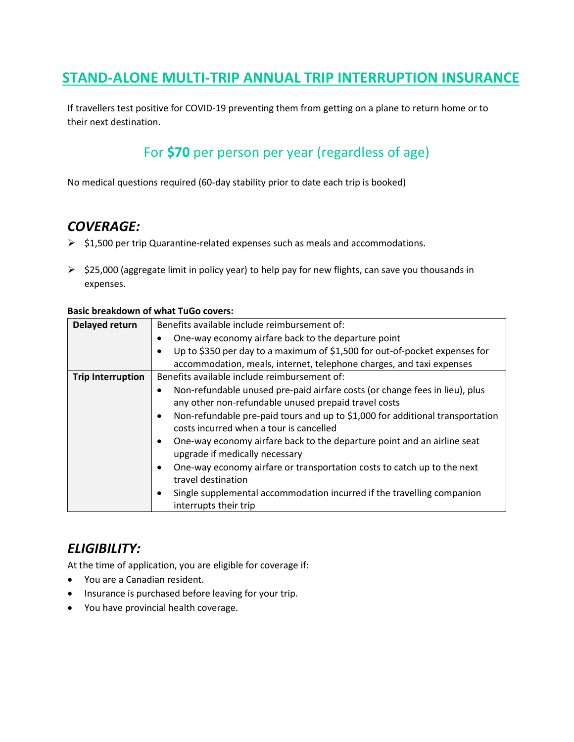# STAND-ALONE MULTI-TRIP ANNUAL TRIP INTERRUPTION INSURANCE

If travellers test positive for COVID-19 preventing them from getting on a plane to return home or to their next destination.

## For **$70** per person per year (regardless of age)

No medical questions required (60-day stability prior to date each trip is booked)

## *COVERAGE:*

- $1,500 per trip Quarantine-related expenses such as meals and accommodations.
- $25,000 (aggregate limit in policy year) to help pay for new flights, can save you thousands in expenses.

**Basic breakdown of what TuGo covers:**

| | |
|---|---|
| **Delayed return** | Benefits available include reimbursement of:<br>• One-way economy airfare back to the departure point<br>• Up to $350 per day to a maximum of $1,500 for out-of-pocket expenses for accommodation, meals, internet, telephone charges, and taxi expenses |
| **Trip Interruption** | Benefits available include reimbursement of:<br>• Non-refundable unused pre-paid airfare costs (or change fees in lieu), plus any other non-refundable unused prepaid travel costs<br>• Non-refundable pre-paid tours and up to $1,000 for additional transportation costs incurred when a tour is cancelled<br>• One-way economy airfare back to the departure point and an airline seat upgrade if medically necessary<br>• One-way economy airfare or transportation costs to catch up to the next travel destination<br>• Single supplemental accommodation incurred if the travelling companion interrupts their trip |

## *ELIGIBILITY:*

At the time of application, you are eligible for coverage if:

- You are a Canadian resident.
- Insurance is purchased before leaving for your trip.
- You have provincial health coverage.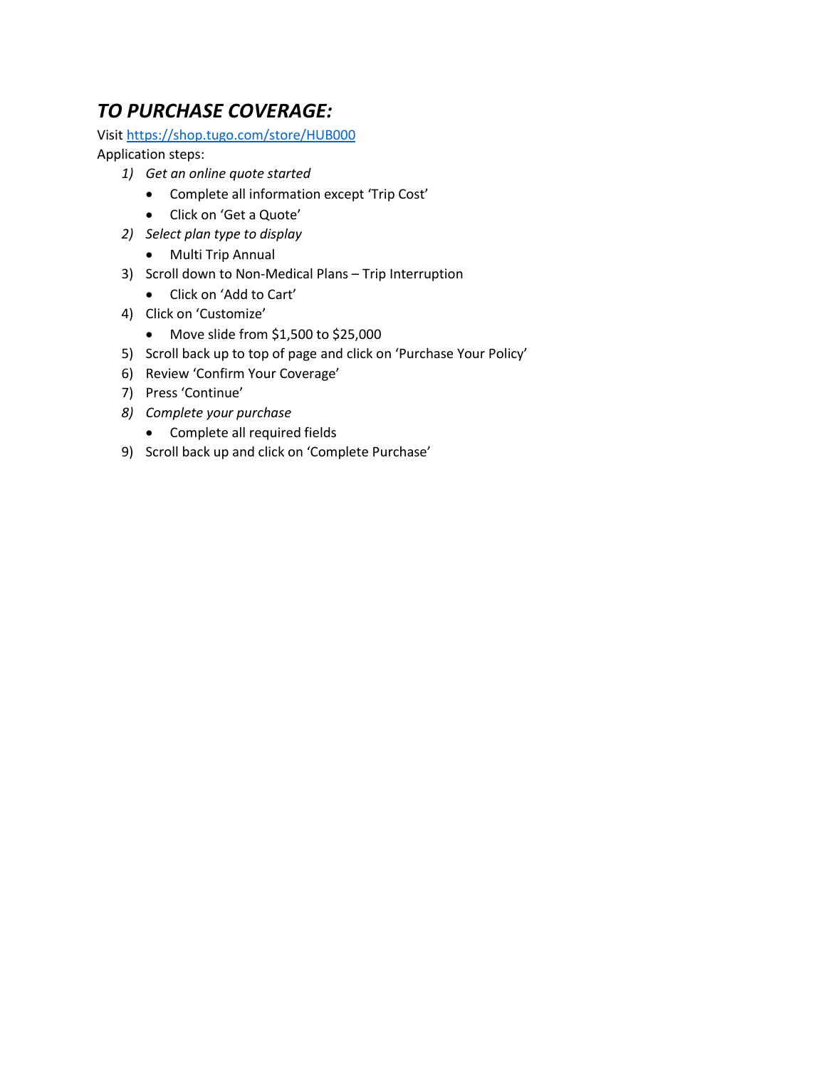## *TO PURCHASE COVERAGE:*

Visit [https://shop.tugo.com/store/HUB000](https://shop.tugo.com/store/HUB000)

Application steps:

1) *Get an online quote started*
   - Complete all information except 'Trip Cost'
   - Click on 'Get a Quote'
2) *Select plan type to display*
   - Multi Trip Annual
3) Scroll down to Non-Medical Plans – Trip Interruption
   - Click on 'Add to Cart'
4) Click on 'Customize'
   - Move slide from $1,500 to $25,000
5) Scroll back up to top of page and click on 'Purchase Your Policy'
6) Review 'Confirm Your Coverage'
7) Press 'Continue'
8) *Complete your purchase*
   - Complete all required fields
9) Scroll back up and click on 'Complete Purchase'